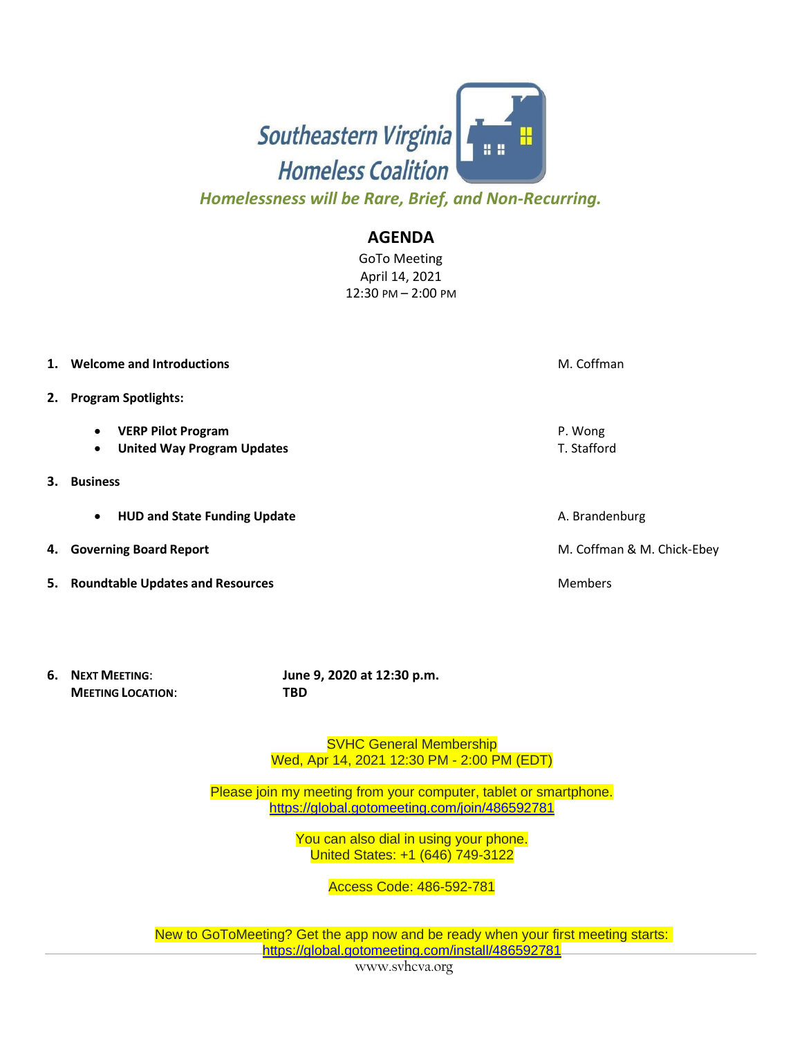Southeastern Virginia Homeless Coalition

*Homelessness will be Rare, Brief, and Non-Recurring.*

# AGENDA

GoTo Meeting
April 14, 2021
12:30 PM – 2:00 PM

1. **Welcome and Introductions** — M. Coffman

2. **Program Spotlights:**
   - **VERP Pilot Program** — P. Wong
   - **United Way Program Updates** — T. Stafford

3. **Business**
   - **HUD and State Funding Update** — A. Brandenburg

4. **Governing Board Report** — M. Coffman & M. Chick-Ebey

5. **Roundtable Updates and Resources** — Members

6. **NEXT MEETING:** **June 9, 2020 at 12:30 p.m.**
   **MEETING LOCATION:** **TBD**

SVHC General Membership
Wed, Apr 14, 2021 12:30 PM - 2:00 PM (EDT)

Please join my meeting from your computer, tablet or smartphone.
https://global.gotomeeting.com/join/486592781

You can also dial in using your phone.
United States: +1 (646) 749-3122

Access Code: 486-592-781

New to GoToMeeting? Get the app now and be ready when your first meeting starts:
https://global.gotomeeting.com/install/486592781

www.svhcva.org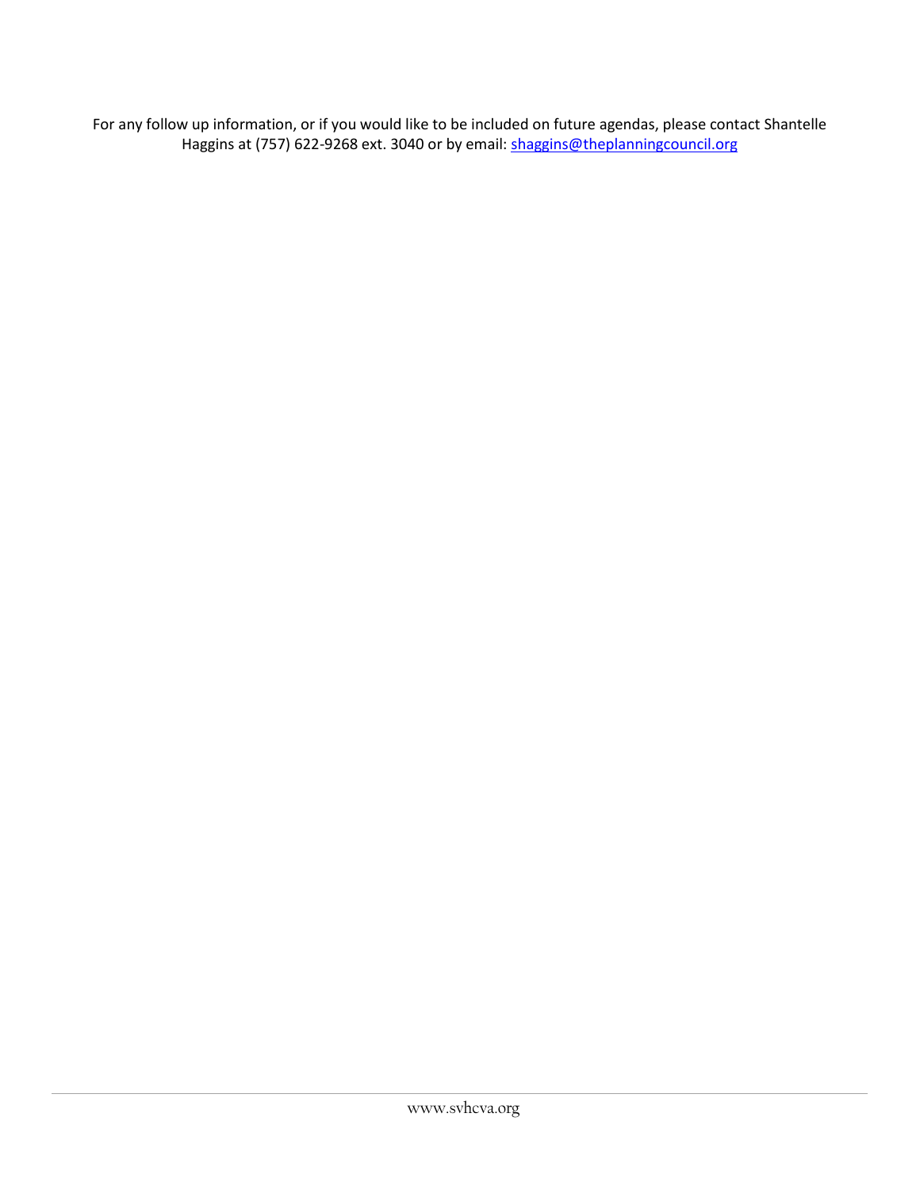For any follow up information, or if you would like to be included on future agendas, please contact Shantelle Haggins at (757) 622-9268 ext. 3040 or by email: [shaggins@theplanningcouncil.org](mailto:shaggins@theplanningcouncil.org)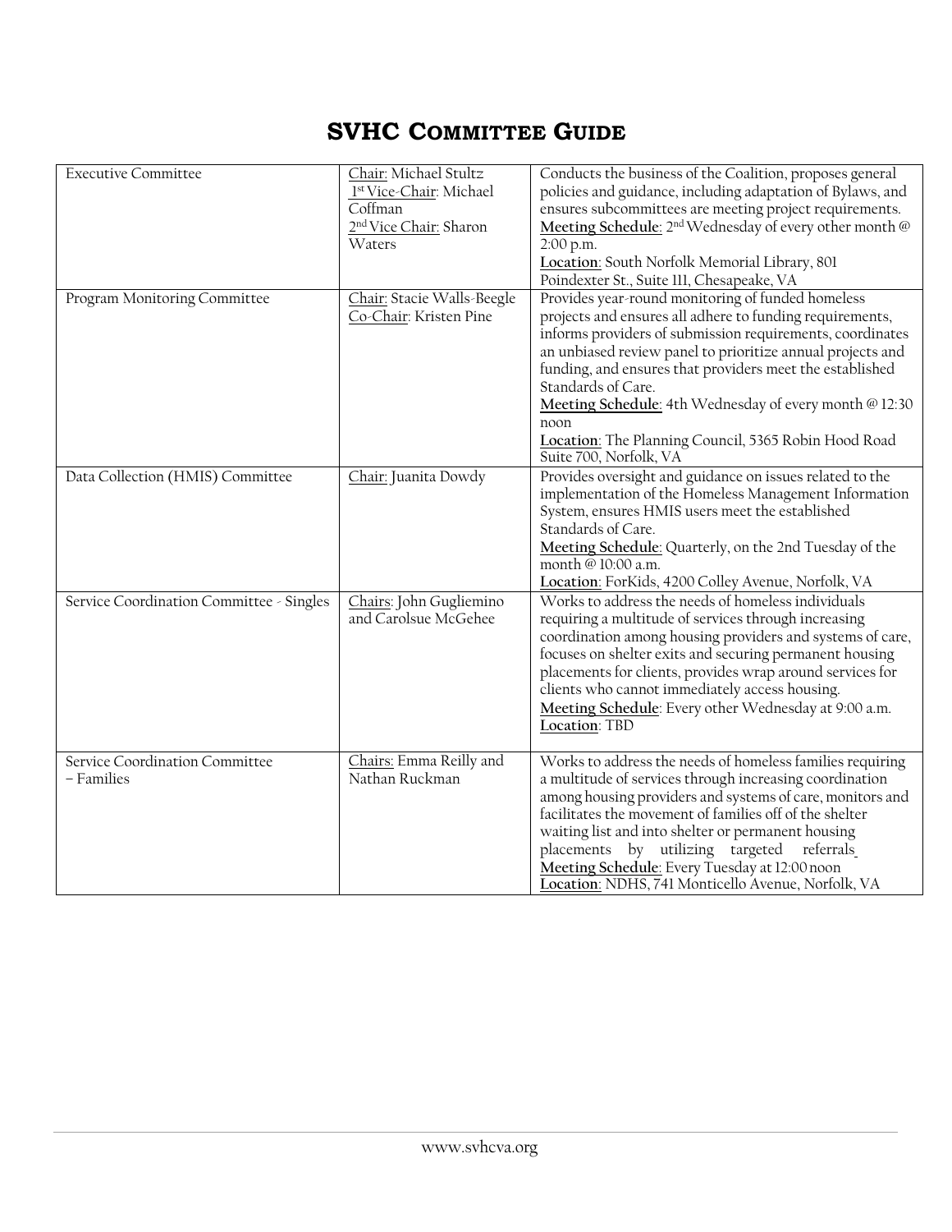# SVHC Committee Guide

| | | |
|---|---|---|
| Executive Committee | Chair: Michael Stultz<br>1st Vice-Chair: Michael Coffman<br>2nd Vice Chair: Sharon Waters | Conducts the business of the Coalition, proposes general policies and guidance, including adaptation of Bylaws, and ensures subcommittees are meeting project requirements.<br>**Meeting Schedule**: 2nd Wednesday of every other month @ 2:00 p.m.<br>**Location**: South Norfolk Memorial Library, 801 Poindexter St., Suite 111, Chesapeake, VA |
| Program Monitoring Committee | Chair: Stacie Walls-Beegle<br>Co-Chair: Kristen Pine | Provides year-round monitoring of funded homeless projects and ensures all adhere to funding requirements, informs providers of submission requirements, coordinates an unbiased review panel to prioritize annual projects and funding, and ensures that providers meet the established Standards of Care.<br>**Meeting Schedule**: 4th Wednesday of every month @ 12:30 noon<br>**Location**: The Planning Council, 5365 Robin Hood Road Suite 700, Norfolk, VA |
| Data Collection (HMIS) Committee | Chair: Juanita Dowdy | Provides oversight and guidance on issues related to the implementation of the Homeless Management Information System, ensures HMIS users meet the established Standards of Care.<br>**Meeting Schedule**: Quarterly, on the 2nd Tuesday of the month @ 10:00 a.m.<br>**Location**: ForKids, 4200 Colley Avenue, Norfolk, VA |
| Service Coordination Committee - Singles | Chairs: John Gugliemino and Carolsue McGehee | Works to address the needs of homeless individuals requiring a multitude of services through increasing coordination among housing providers and systems of care, focuses on shelter exits and securing permanent housing placements for clients, provides wrap around services for clients who cannot immediately access housing.<br>**Meeting Schedule**: Every other Wednesday at 9:00 a.m.<br>**Location**: TBD |
| Service Coordination Committee – Families | Chairs: Emma Reilly and Nathan Ruckman | Works to address the needs of homeless families requiring a multitude of services through increasing coordination among housing providers and systems of care, monitors and facilitates the movement of families off of the shelter waiting list and into shelter or permanent housing placements by utilizing targeted referrals<br>**Meeting Schedule**: Every Tuesday at 12:00 noon<br>**Location**: NDHS, 741 Monticello Avenue, Norfolk, VA |

www.svhcva.org